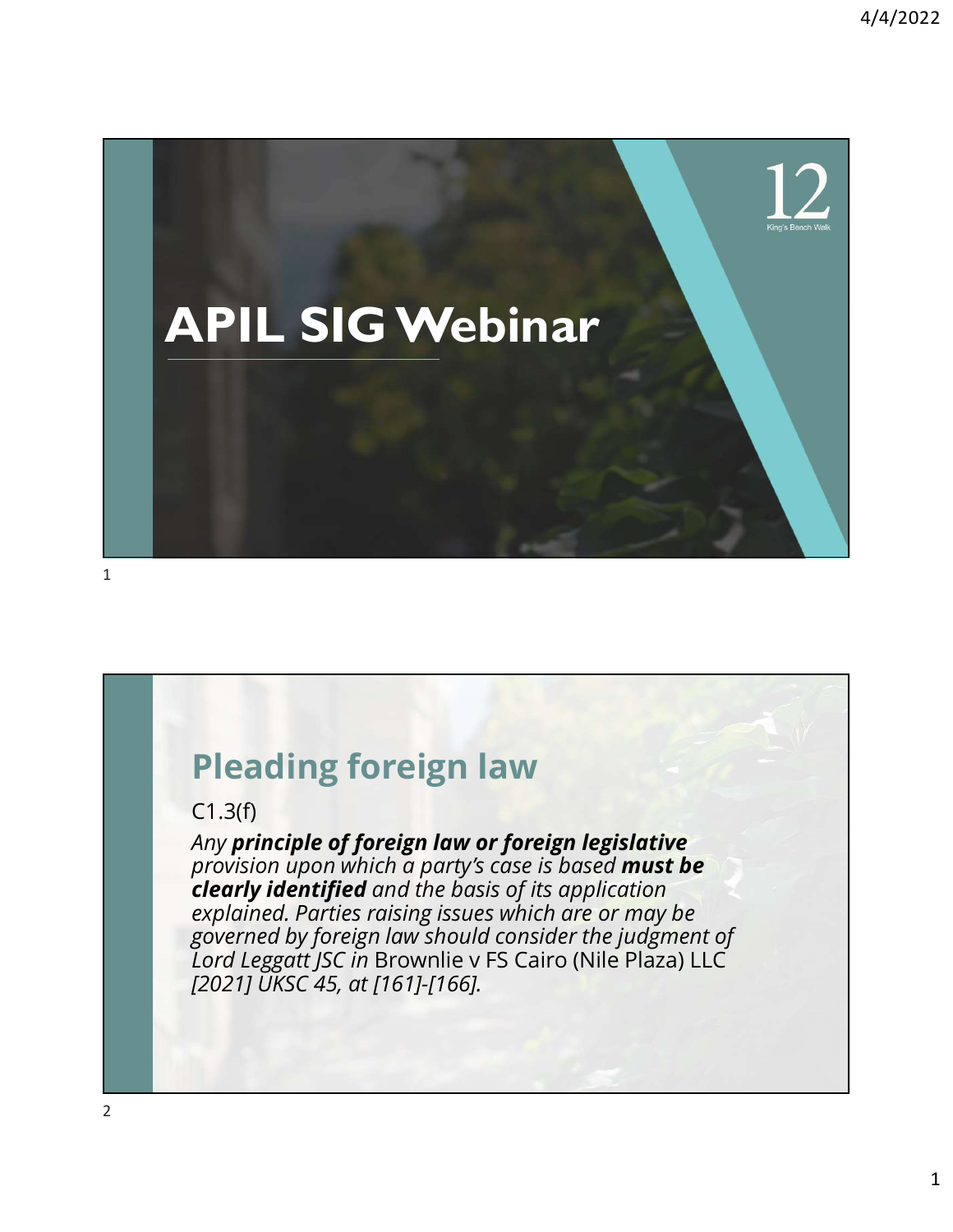# APIL SIG Webinar

## Pleading foreign law

C1.3(f)

*Any **principle of foreign law or foreign legislative** provision upon which a party's case is based **must be clearly identified** and the basis of its application explained. Parties raising issues which are or may be governed by foreign law should consider the judgment of Lord Leggatt JSC in* Brownlie v FS Cairo (Nile Plaza) LLC *[2021] UKSC 45, at [161]-[166].*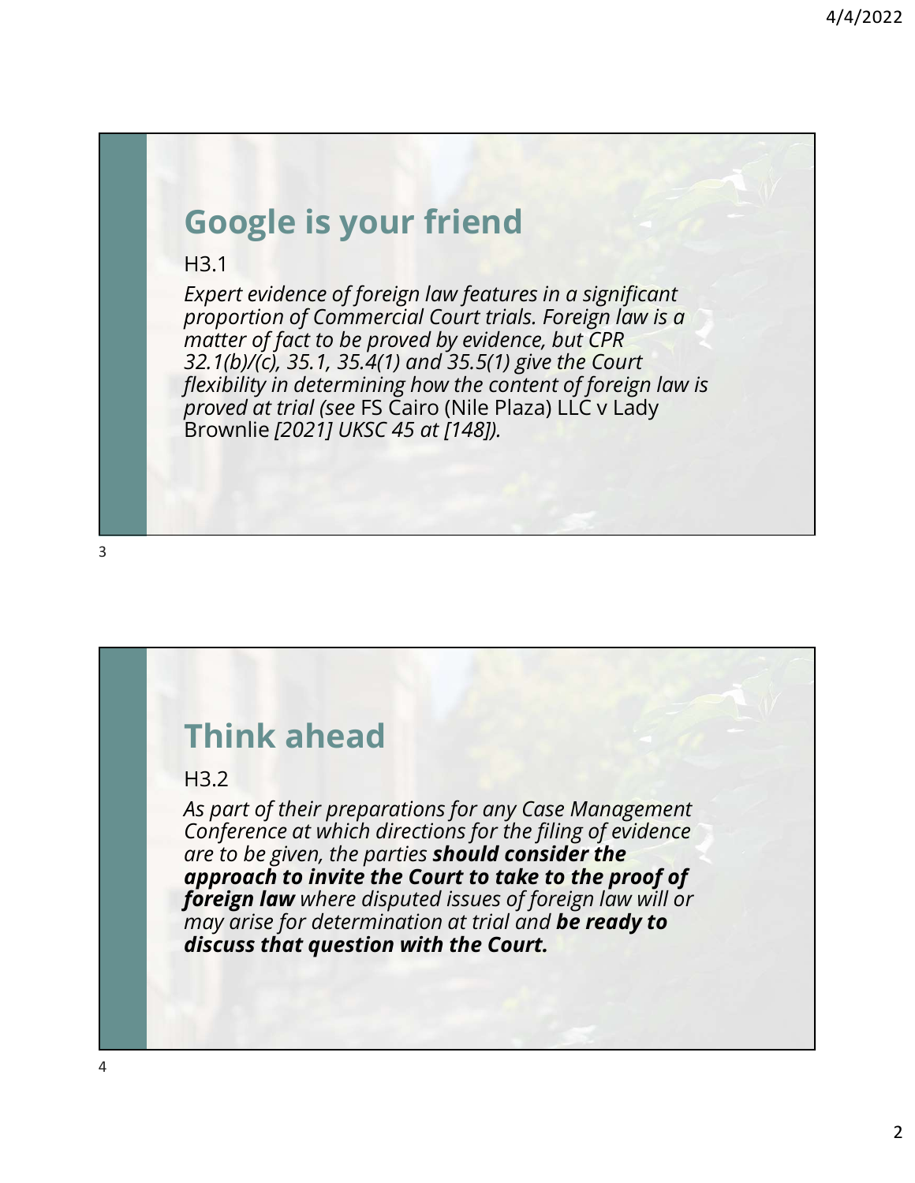## Google is your friend

H3.1

*Expert evidence of foreign law features in a significant proportion of Commercial Court trials. Foreign law is a matter of fact to be proved by evidence, but CPR 32.1(b)/(c), 35.1, 35.4(1) and 35.5(1) give the Court flexibility in determining how the content of foreign law is proved at trial (see* FS Cairo (Nile Plaza) LLC v Lady Brownlie *[2021] UKSC 45 at [148]).*

## Think ahead

H3.2

*As part of their preparations for any Case Management Conference at which directions for the filing of evidence are to be given, the parties* ***should consider the approach to invite the Court to take to the proof of foreign law*** *where disputed issues of foreign law will or may arise for determination at trial and* ***be ready to discuss that question with the Court.***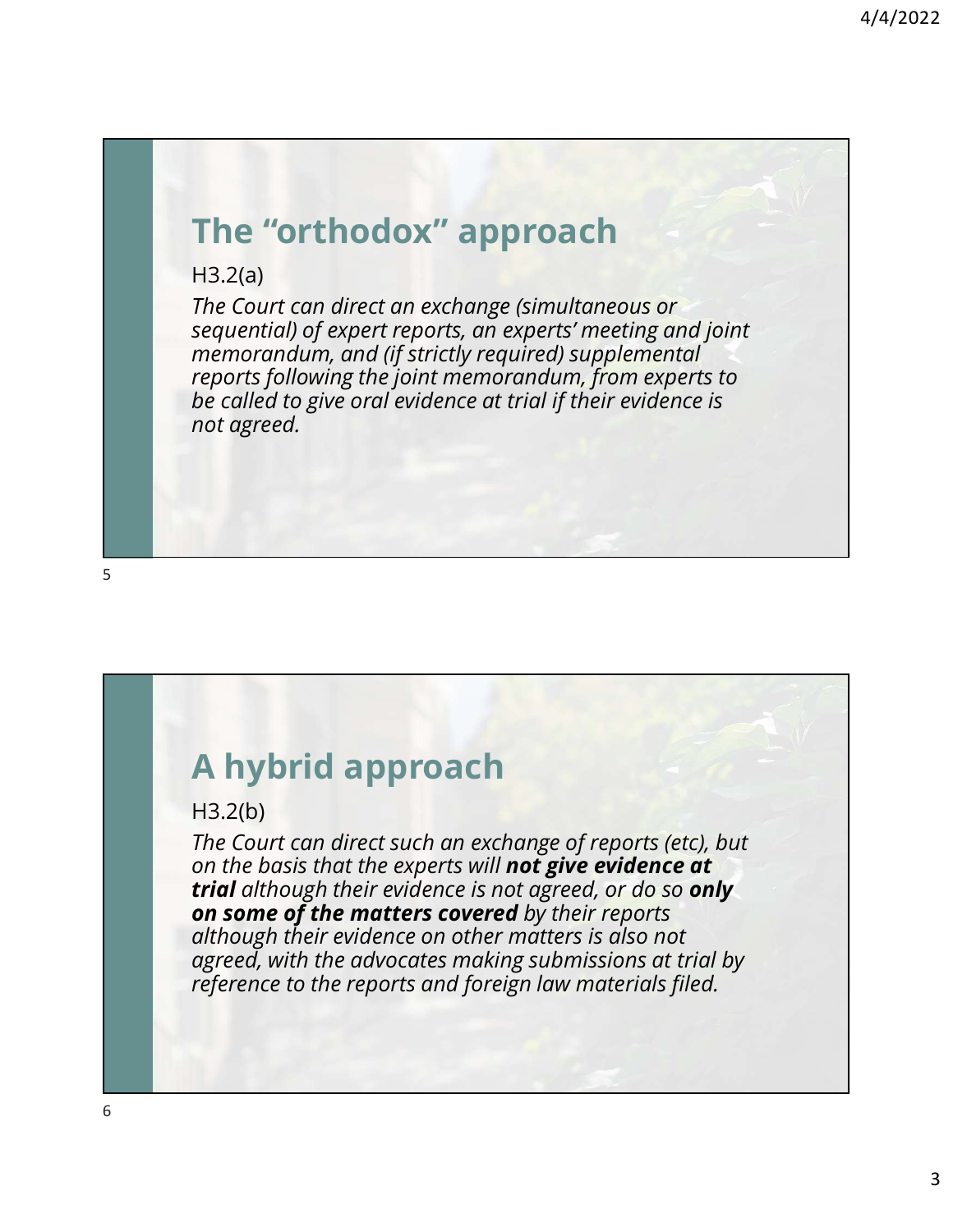## The "orthodox" approach

H3.2(a)

*The Court can direct an exchange (simultaneous or sequential) of expert reports, an experts' meeting and joint memorandum, and (if strictly required) supplemental reports following the joint memorandum, from experts to be called to give oral evidence at trial if their evidence is not agreed.*

## A hybrid approach

H3.2(b)

*The Court can direct such an exchange of reports (etc), but on the basis that the experts will **not give evidence at trial** although their evidence is not agreed, or do so **only on some of the matters covered** by their reports although their evidence on other matters is also not agreed, with the advocates making submissions at trial by reference to the reports and foreign law materials filed.*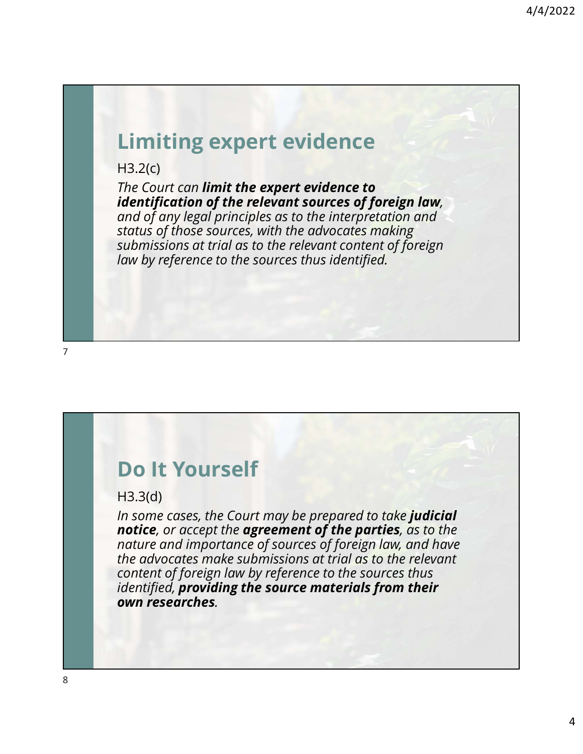## Limiting expert evidence

H3.2(c)

*The Court can **limit the expert evidence to identification of the relevant sources of foreign law**, and of any legal principles as to the interpretation and status of those sources, with the advocates making submissions at trial as to the relevant content of foreign law by reference to the sources thus identified.*

## Do It Yourself

H3.3(d)

*In some cases, the Court may be prepared to take **judicial notice**, or accept the **agreement of the parties**, as to the nature and importance of sources of foreign law, and have the advocates make submissions at trial as to the relevant content of foreign law by reference to the sources thus identified, **providing the source materials from their own researches**.*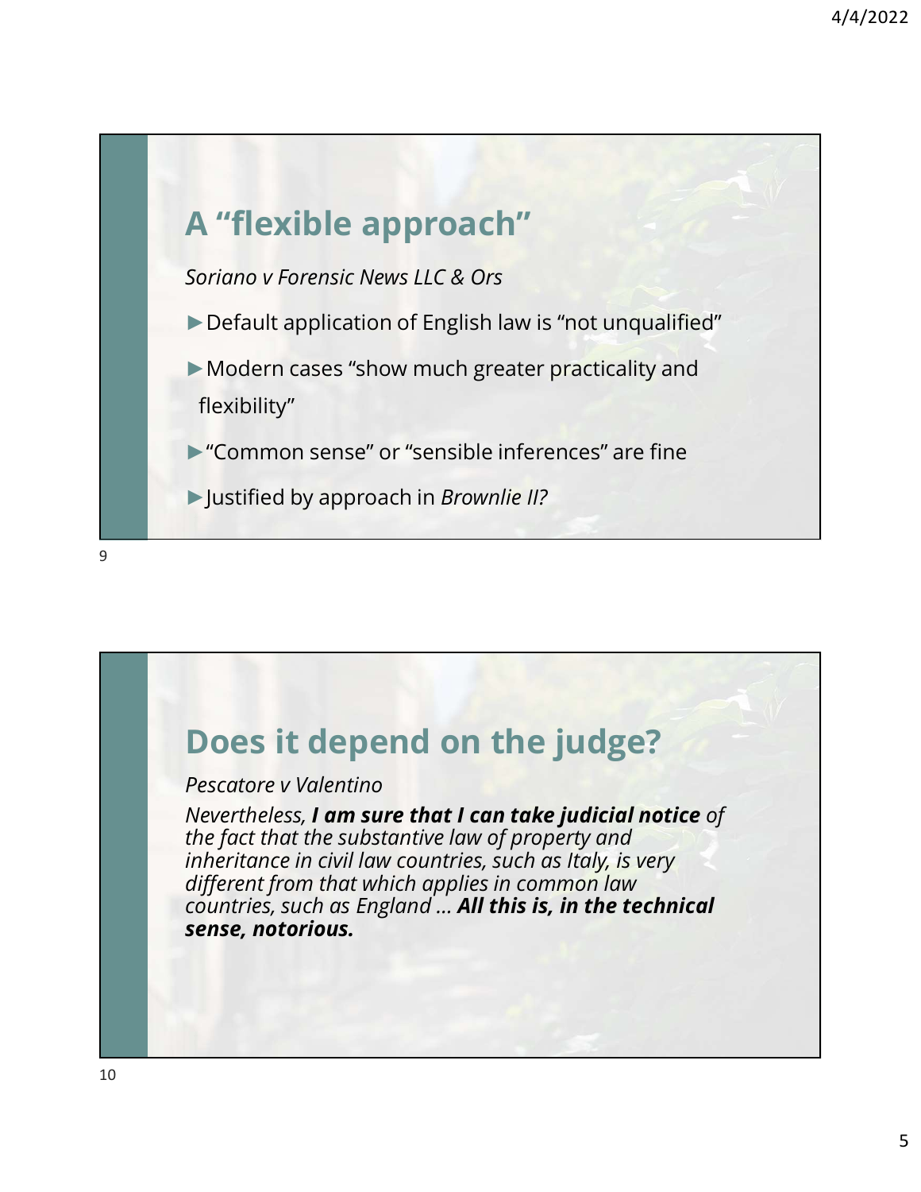## A "flexible approach"

*Soriano v Forensic News LLC & Ors*

- Default application of English law is "not unqualified"
- Modern cases "show much greater practicality and flexibility"
- "Common sense" or "sensible inferences" are fine
- Justified by approach in *Brownlie II?*

## Does it depend on the judge?

*Pescatore v Valentino*

*Nevertheless, **I am sure that I can take judicial notice** of the fact that the substantive law of property and inheritance in civil law countries, such as Italy, is very different from that which applies in common law countries, such as England … **All this is, in the technical sense, notorious.***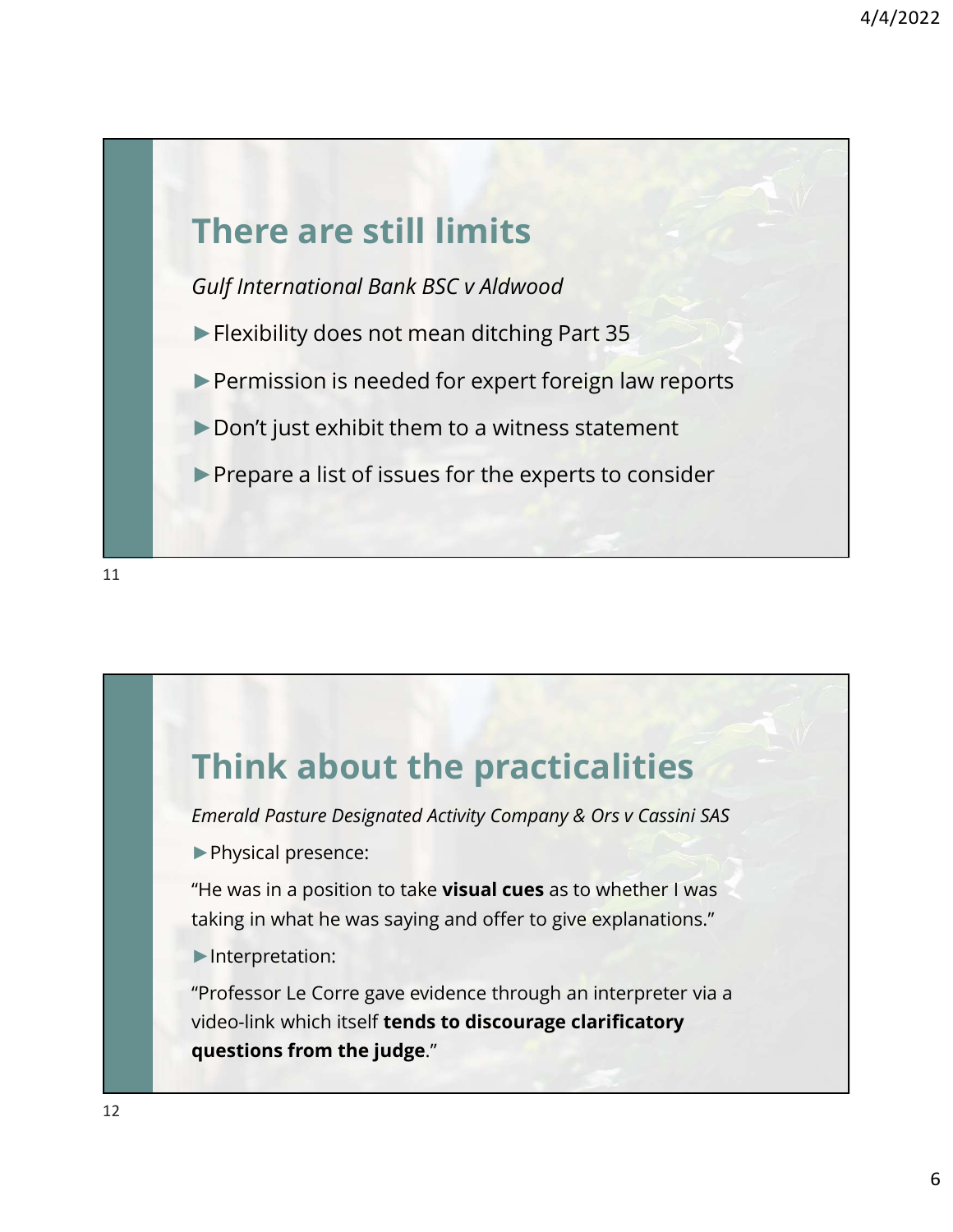## There are still limits

*Gulf International Bank BSC v Aldwood*

- Flexibility does not mean ditching Part 35
- Permission is needed for expert foreign law reports
- Don't just exhibit them to a witness statement
- Prepare a list of issues for the experts to consider

## Think about the practicalities

*Emerald Pasture Designated Activity Company & Ors v Cassini SAS*

- Physical presence:

"He was in a position to take **visual cues** as to whether I was taking in what he was saying and offer to give explanations."

- Interpretation:

"Professor Le Corre gave evidence through an interpreter via a video-link which itself **tends to discourage clarificatory questions from the judge**."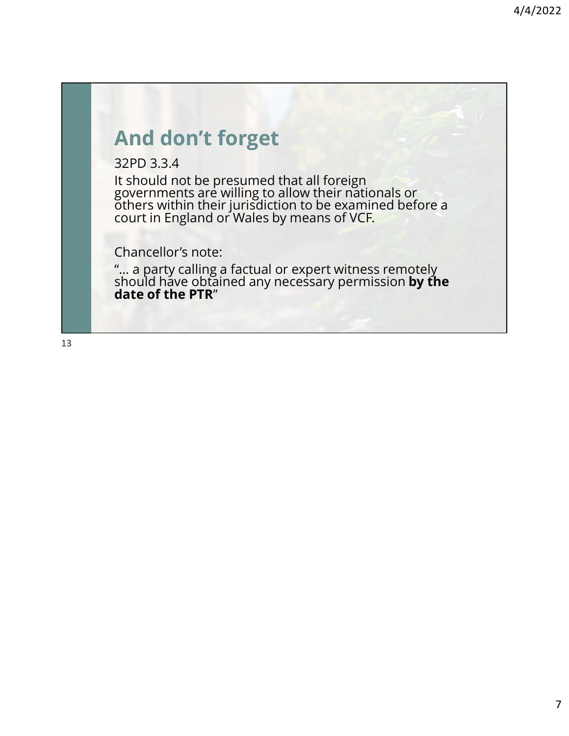## And don’t forget

32PD 3.3.4

It should not be presumed that all foreign governments are willing to allow their nationals or others within their jurisdiction to be examined before a court in England or Wales by means of VCF.

Chancellor’s note:

“… a party calling a factual or expert witness remotely should have obtained any necessary permission **by the date of the PTR**”